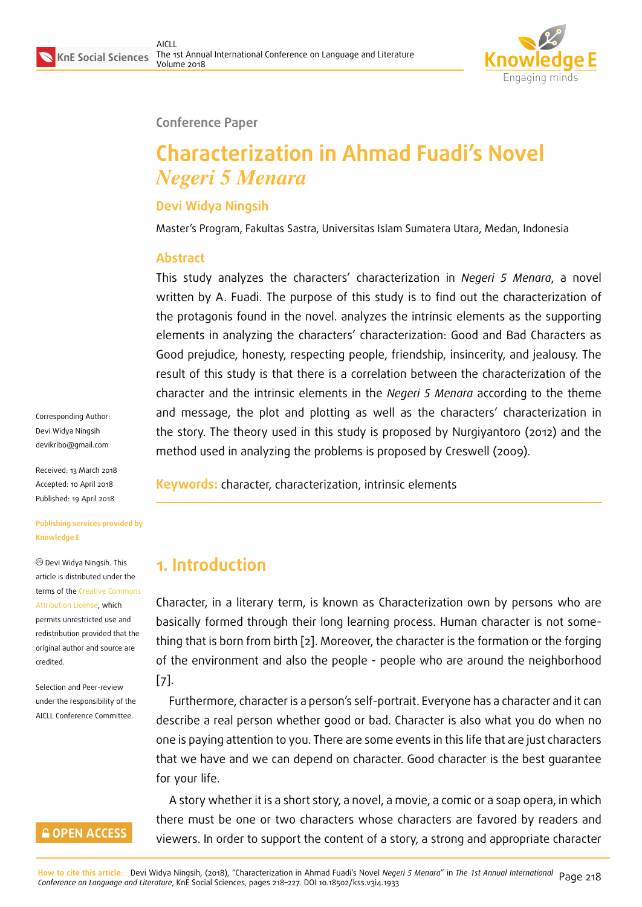Conference Paper

# Characterization in Ahmad Fuadi's Novel *Negeri 5 Menara*

**Devi Widya Ningsih**

Master's Program, Fakultas Sastra, Universitas Islam Sumatera Utara, Medan, Indonesia

## Abstract

This study analyzes the characters' characterization in *Negeri 5 Menara*, a novel written by A. Fuadi. The purpose of this study is to find out the characterization of the protagonis found in the novel. analyzes the intrinsic elements as the supporting elements in analyzing the characters' characterization: Good and Bad Characters as Good prejudice, honesty, respecting people, friendship, insincerity, and jealousy. The result of this study is that there is a correlation between the characterization of the character and the intrinsic elements in the *Negeri 5 Menara* according to the theme and message, the plot and plotting as well as the characters' characterization in the story. The theory used in this study is proposed by Nurgiyantoro (2012) and the method used in analyzing the problems is proposed by Creswell (2009).

**Keywords:** character, characterization, intrinsic elements

Corresponding Author: Devi Widya Ningsih devikribo@gmail.com

Received: 13 March 2018
Accepted: 10 April 2018
Published: 19 April 2018

Publishing services provided by Knowledge E

© Devi Widya Ningsih. This article is distributed under the terms of the Creative Commons Attribution License, which permits unrestricted use and redistribution provided that the original author and source are credited.

Selection and Peer-review under the responsibility of the AICLL Conference Committee.

## 1. Introduction

Character, in a literary term, is known as Characterization own by persons who are basically formed through their long learning process. Human character is not something that is born from birth [2]. Moreover, the character is the formation or the forging of the environment and also the people - people who are around the neighborhood [7].

Furthermore, character is a person's self-portrait. Everyone has a character and it can describe a real person whether good or bad. Character is also what you do when no one is paying attention to you. There are some events in this life that are just characters that we have and we can depend on character. Good character is the best guarantee for your life.

A story whether it is a short story, a novel, a movie, a comic or a soap opera, in which there must be one or two characters whose characters are favored by readers and viewers. In order to support the content of a story, a strong and appropriate character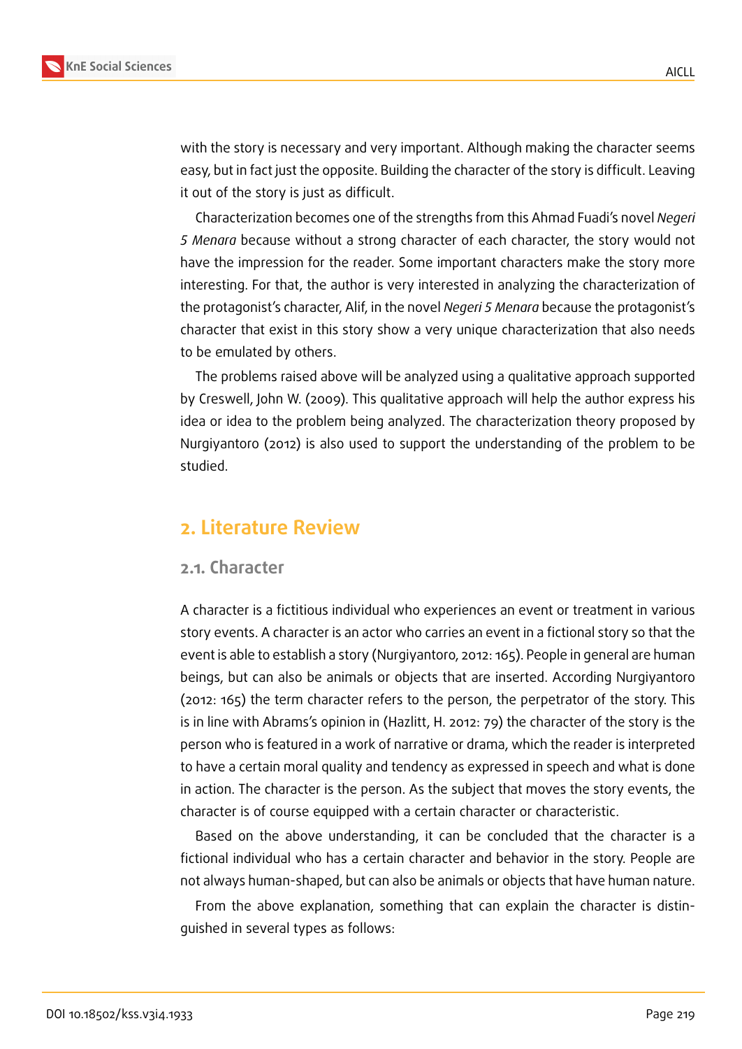with the story is necessary and very important. Although making the character seems easy, but in fact just the opposite. Building the character of the story is difficult. Leaving it out of the story is just as difficult.

Characterization becomes one of the strengths from this Ahmad Fuadi's novel *Negeri 5 Menara* because without a strong character of each character, the story would not have the impression for the reader. Some important characters make the story more interesting. For that, the author is very interested in analyzing the characterization of the protagonist's character, Alif, in the novel *Negeri 5 Menara* because the protagonist's character that exist in this story show a very unique characterization that also needs to be emulated by others.

The problems raised above will be analyzed using a qualitative approach supported by Creswell, John W. (2009). This qualitative approach will help the author express his idea or idea to the problem being analyzed. The characterization theory proposed by Nurgiyantoro (2012) is also used to support the understanding of the problem to be studied.

## 2. Literature Review

### 2.1. Character

A character is a fictitious individual who experiences an event or treatment in various story events. A character is an actor who carries an event in a fictional story so that the event is able to establish a story (Nurgiyantoro, 2012: 165). People in general are human beings, but can also be animals or objects that are inserted. According Nurgiyantoro (2012: 165) the term character refers to the person, the perpetrator of the story. This is in line with Abrams's opinion in (Hazlitt, H. 2012: 79) the character of the story is the person who is featured in a work of narrative or drama, which the reader is interpreted to have a certain moral quality and tendency as expressed in speech and what is done in action. The character is the person. As the subject that moves the story events, the character is of course equipped with a certain character or characteristic.

Based on the above understanding, it can be concluded that the character is a fictional individual who has a certain character and behavior in the story. People are not always human-shaped, but can also be animals or objects that have human nature.

From the above explanation, something that can explain the character is distinguished in several types as follows: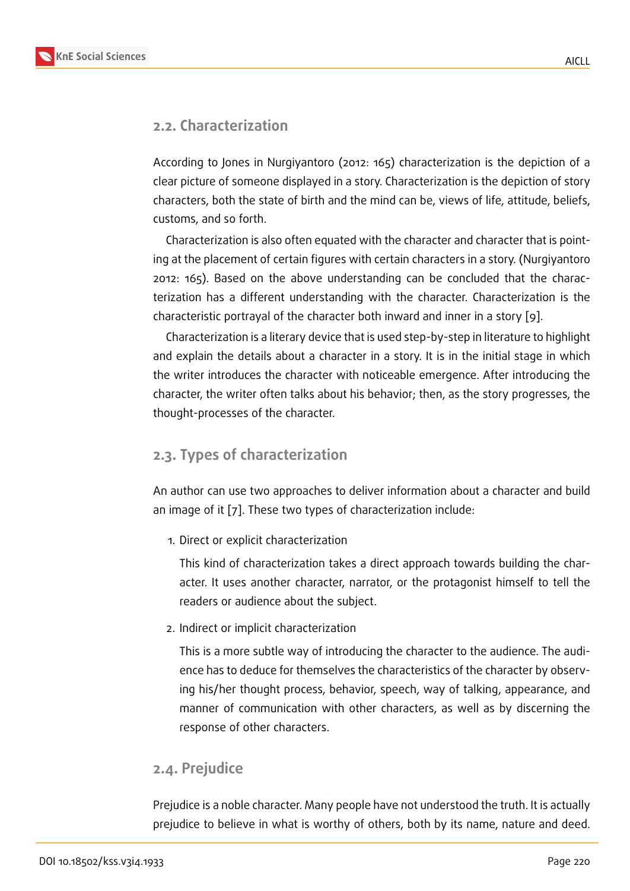## 2.2. Characterization

According to Jones in Nurgiyantoro (2012: 165) characterization is the depiction of a clear picture of someone displayed in a story. Characterization is the depiction of story characters, both the state of birth and the mind can be, views of life, attitude, beliefs, customs, and so forth.

Characterization is also often equated with the character and character that is pointing at the placement of certain figures with certain characters in a story. (Nurgiyantoro 2012: 165). Based on the above understanding can be concluded that the characterization has a different understanding with the character. Characterization is the characteristic portrayal of the character both inward and inner in a story [9].

Characterization is a literary device that is used step-by-step in literature to highlight and explain the details about a character in a story. It is in the initial stage in which the writer introduces the character with noticeable emergence. After introducing the character, the writer often talks about his behavior; then, as the story progresses, the thought-processes of the character.

## 2.3. Types of characterization

An author can use two approaches to deliver information about a character and build an image of it [7]. These two types of characterization include:

1. Direct or explicit characterization

   This kind of characterization takes a direct approach towards building the character. It uses another character, narrator, or the protagonist himself to tell the readers or audience about the subject.

2. Indirect or implicit characterization

   This is a more subtle way of introducing the character to the audience. The audience has to deduce for themselves the characteristics of the character by observing his/her thought process, behavior, speech, way of talking, appearance, and manner of communication with other characters, as well as by discerning the response of other characters.

## 2.4. Prejudice

Prejudice is a noble character. Many people have not understood the truth. It is actually prejudice to believe in what is worthy of others, both by its name, nature and deed.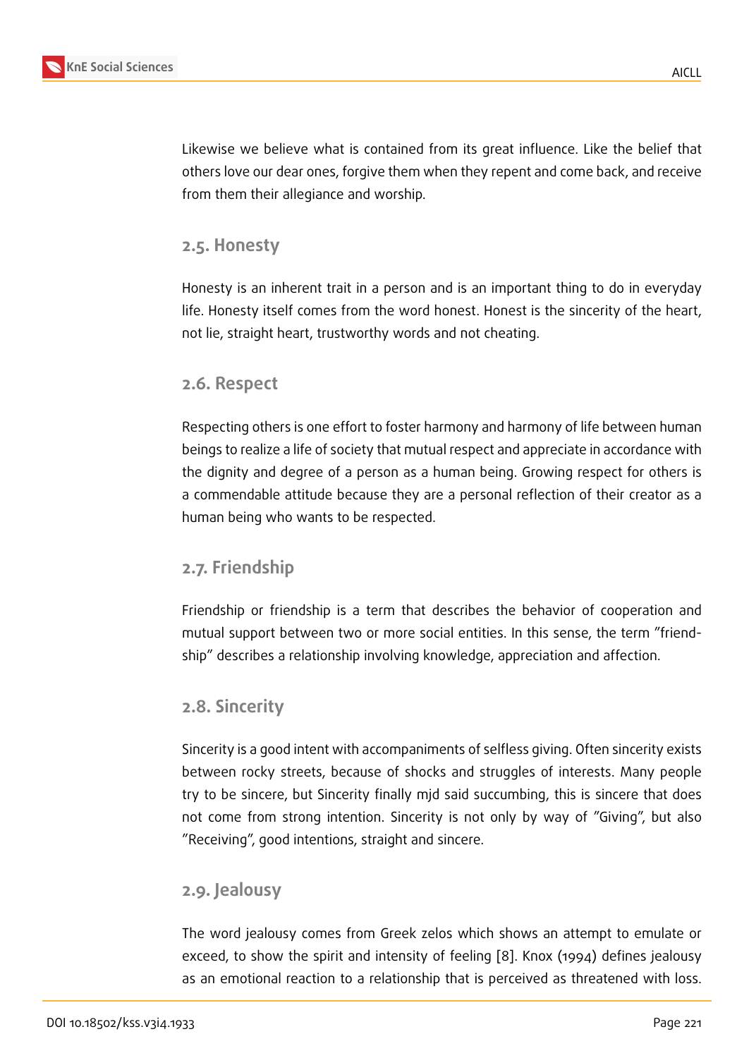Likewise we believe what is contained from its great influence. Like the belief that others love our dear ones, forgive them when they repent and come back, and receive from them their allegiance and worship.

### 2.5. Honesty

Honesty is an inherent trait in a person and is an important thing to do in everyday life. Honesty itself comes from the word honest. Honest is the sincerity of the heart, not lie, straight heart, trustworthy words and not cheating.

### 2.6. Respect

Respecting others is one effort to foster harmony and harmony of life between human beings to realize a life of society that mutual respect and appreciate in accordance with the dignity and degree of a person as a human being. Growing respect for others is a commendable attitude because they are a personal reflection of their creator as a human being who wants to be respected.

### 2.7. Friendship

Friendship or friendship is a term that describes the behavior of cooperation and mutual support between two or more social entities. In this sense, the term "friendship" describes a relationship involving knowledge, appreciation and affection.

### 2.8. Sincerity

Sincerity is a good intent with accompaniments of selfless giving. Often sincerity exists between rocky streets, because of shocks and struggles of interests. Many people try to be sincere, but Sincerity finally mjd said succumbing, this is sincere that does not come from strong intention. Sincerity is not only by way of "Giving", but also "Receiving", good intentions, straight and sincere.

### 2.9. Jealousy

The word jealousy comes from Greek zelos which shows an attempt to emulate or exceed, to show the spirit and intensity of feeling [8]. Knox (1994) defines jealousy as an emotional reaction to a relationship that is perceived as threatened with loss.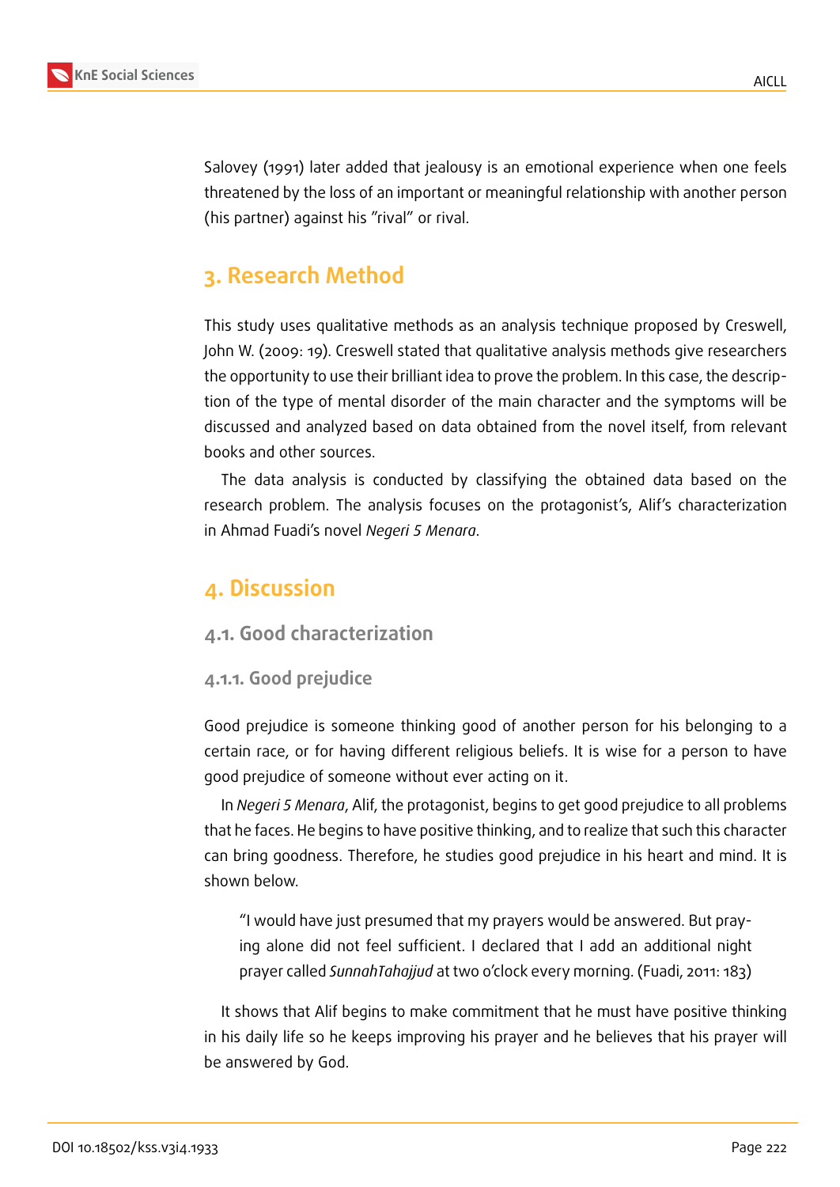Salovey (1991) later added that jealousy is an emotional experience when one feels threatened by the loss of an important or meaningful relationship with another person (his partner) against his "rival" or rival.

## 3. Research Method

This study uses qualitative methods as an analysis technique proposed by Creswell, John W. (2009: 19). Creswell stated that qualitative analysis methods give researchers the opportunity to use their brilliant idea to prove the problem. In this case, the description of the type of mental disorder of the main character and the symptoms will be discussed and analyzed based on data obtained from the novel itself, from relevant books and other sources.

The data analysis is conducted by classifying the obtained data based on the research problem. The analysis focuses on the protagonist's, Alif's characterization in Ahmad Fuadi's novel *Negeri 5 Menara*.

## 4. Discussion

### 4.1. Good characterization

#### 4.1.1. Good prejudice

Good prejudice is someone thinking good of another person for his belonging to a certain race, or for having different religious beliefs. It is wise for a person to have good prejudice of someone without ever acting on it.

In *Negeri 5 Menara*, Alif, the protagonist, begins to get good prejudice to all problems that he faces. He begins to have positive thinking, and to realize that such this character can bring goodness. Therefore, he studies good prejudice in his heart and mind. It is shown below.

> "I would have just presumed that my prayers would be answered. But praying alone did not feel sufficient. I declared that I add an additional night prayer called *SunnahTahajjud* at two o'clock every morning. (Fuadi, 2011: 183)

It shows that Alif begins to make commitment that he must have positive thinking in his daily life so he keeps improving his prayer and he believes that his prayer will be answered by God.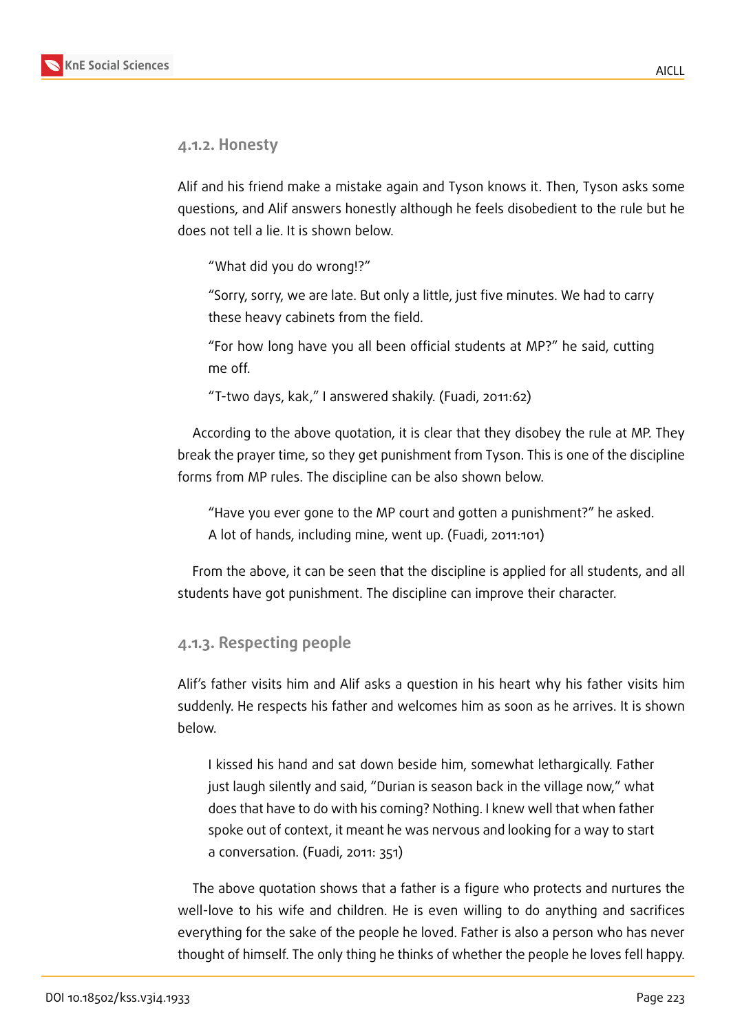### 4.1.2. Honesty

Alif and his friend make a mistake again and Tyson knows it. Then, Tyson asks some questions, and Alif answers honestly although he feels disobedient to the rule but he does not tell a lie. It is shown below.

> "What did you do wrong!?"
>
> "Sorry, sorry, we are late. But only a little, just five minutes. We had to carry these heavy cabinets from the field.
>
> "For how long have you all been official students at MP?" he said, cutting me off.
>
> "T-two days, kak," I answered shakily. (Fuadi, 2011:62)

According to the above quotation, it is clear that they disobey the rule at MP. They break the prayer time, so they get punishment from Tyson. This is one of the discipline forms from MP rules. The discipline can be also shown below.

> "Have you ever gone to the MP court and gotten a punishment?" he asked. A lot of hands, including mine, went up. (Fuadi, 2011:101)

From the above, it can be seen that the discipline is applied for all students, and all students have got punishment. The discipline can improve their character.

### 4.1.3. Respecting people

Alif's father visits him and Alif asks a question in his heart why his father visits him suddenly. He respects his father and welcomes him as soon as he arrives. It is shown below.

> I kissed his hand and sat down beside him, somewhat lethargically. Father just laugh silently and said, "Durian is season back in the village now," what does that have to do with his coming? Nothing. I knew well that when father spoke out of context, it meant he was nervous and looking for a way to start a conversation. (Fuadi, 2011: 351)

The above quotation shows that a father is a figure who protects and nurtures the well-love to his wife and children. He is even willing to do anything and sacrifices everything for the sake of the people he loved. Father is also a person who has never thought of himself. The only thing he thinks of whether the people he loves fell happy.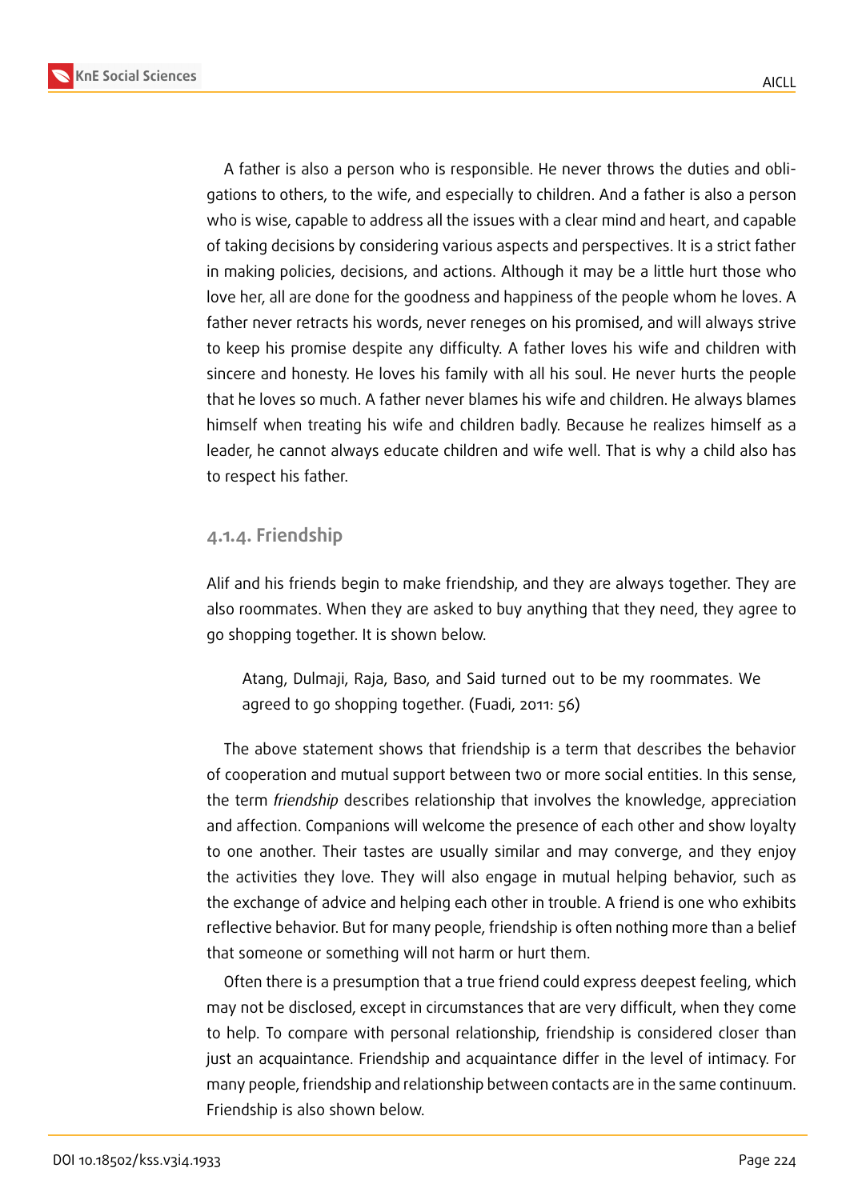A father is also a person who is responsible. He never throws the duties and obligations to others, to the wife, and especially to children. And a father is also a person who is wise, capable to address all the issues with a clear mind and heart, and capable of taking decisions by considering various aspects and perspectives. It is a strict father in making policies, decisions, and actions. Although it may be a little hurt those who love her, all are done for the goodness and happiness of the people whom he loves. A father never retracts his words, never reneges on his promised, and will always strive to keep his promise despite any difficulty. A father loves his wife and children with sincere and honesty. He loves his family with all his soul. He never hurts the people that he loves so much. A father never blames his wife and children. He always blames himself when treating his wife and children badly. Because he realizes himself as a leader, he cannot always educate children and wife well. That is why a child also has to respect his father.

### 4.1.4. Friendship

Alif and his friends begin to make friendship, and they are always together. They are also roommates. When they are asked to buy anything that they need, they agree to go shopping together. It is shown below.

> Atang, Dulmaji, Raja, Baso, and Said turned out to be my roommates. We agreed to go shopping together. (Fuadi, 2011: 56)

The above statement shows that friendship is a term that describes the behavior of cooperation and mutual support between two or more social entities. In this sense, the term *friendship* describes relationship that involves the knowledge, appreciation and affection. Companions will welcome the presence of each other and show loyalty to one another. Their tastes are usually similar and may converge, and they enjoy the activities they love. They will also engage in mutual helping behavior, such as the exchange of advice and helping each other in trouble. A friend is one who exhibits reflective behavior. But for many people, friendship is often nothing more than a belief that someone or something will not harm or hurt them.

Often there is a presumption that a true friend could express deepest feeling, which may not be disclosed, except in circumstances that are very difficult, when they come to help. To compare with personal relationship, friendship is considered closer than just an acquaintance. Friendship and acquaintance differ in the level of intimacy. For many people, friendship and relationship between contacts are in the same continuum. Friendship is also shown below.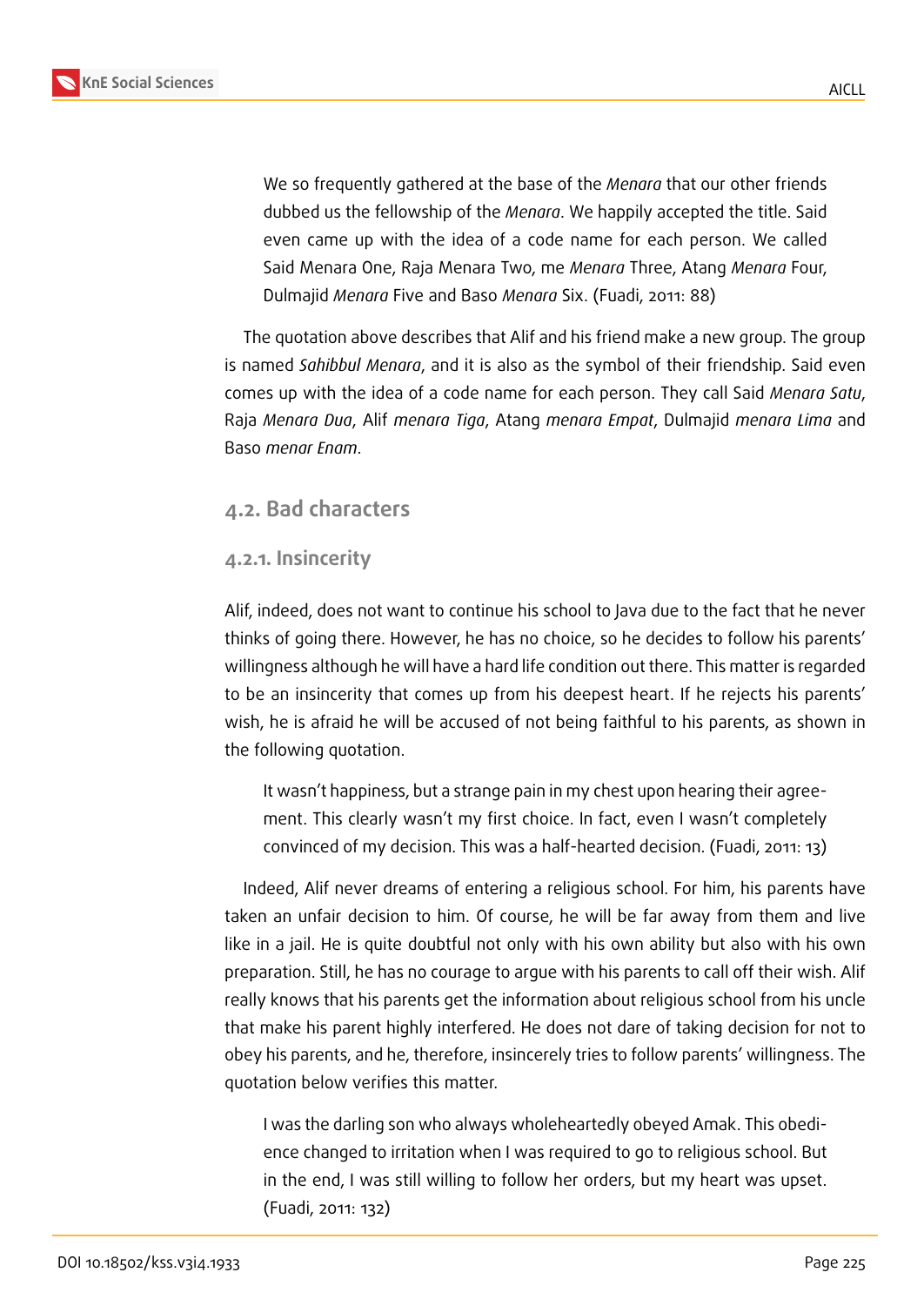> We so frequently gathered at the base of the *Menara* that our other friends dubbed us the fellowship of the *Menara*. We happily accepted the title. Said even came up with the idea of a code name for each person. We called Said Menara One, Raja Menara Two, me *Menara* Three, Atang *Menara* Four, Dulmajid *Menara* Five and Baso *Menara* Six. (Fuadi, 2011: 88)

The quotation above describes that Alif and his friend make a new group. The group is named *Sahibbul Menara*, and it is also as the symbol of their friendship. Said even comes up with the idea of a code name for each person. They call Said *Menara Satu*, Raja *Menara Dua*, Alif *menara Tiga*, Atang *menara Empat*, Dulmajid *menara Lima* and Baso *menar Enam*.

### 4.2. Bad characters

#### 4.2.1. Insincerity

Alif, indeed, does not want to continue his school to Java due to the fact that he never thinks of going there. However, he has no choice, so he decides to follow his parents' willingness although he will have a hard life condition out there. This matter is regarded to be an insincerity that comes up from his deepest heart. If he rejects his parents' wish, he is afraid he will be accused of not being faithful to his parents, as shown in the following quotation.

> It wasn't happiness, but a strange pain in my chest upon hearing their agreement. This clearly wasn't my first choice. In fact, even I wasn't completely convinced of my decision. This was a half-hearted decision. (Fuadi, 2011: 13)

Indeed, Alif never dreams of entering a religious school. For him, his parents have taken an unfair decision to him. Of course, he will be far away from them and live like in a jail. He is quite doubtful not only with his own ability but also with his own preparation. Still, he has no courage to argue with his parents to call off their wish. Alif really knows that his parents get the information about religious school from his uncle that make his parent highly interfered. He does not dare of taking decision for not to obey his parents, and he, therefore, insincerely tries to follow parents' willingness. The quotation below verifies this matter.

> I was the darling son who always wholeheartedly obeyed Amak. This obedience changed to irritation when I was required to go to religious school. But in the end, I was still willing to follow her orders, but my heart was upset. (Fuadi, 2011: 132)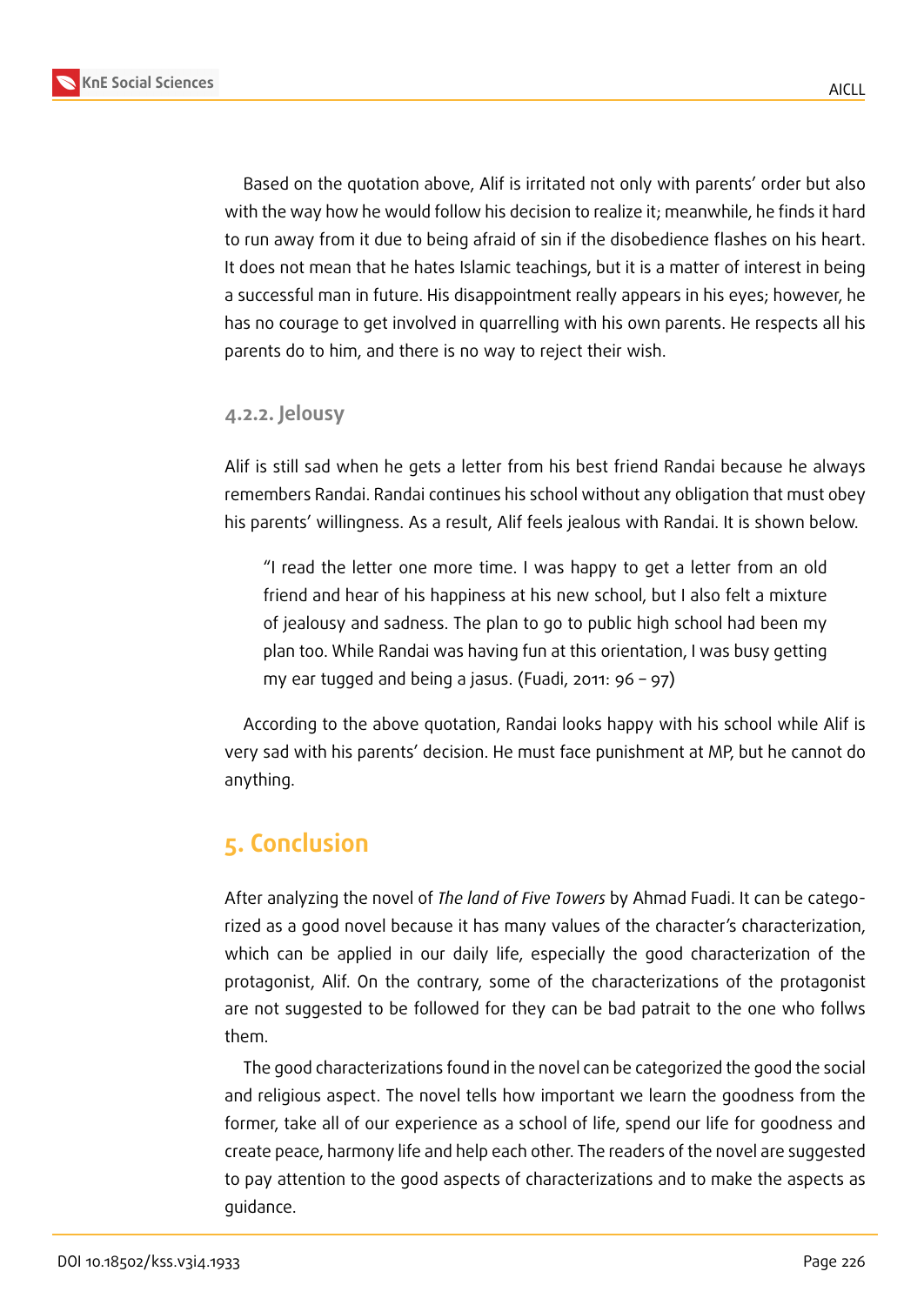Based on the quotation above, Alif is irritated not only with parents' order but also with the way how he would follow his decision to realize it; meanwhile, he finds it hard to run away from it due to being afraid of sin if the disobedience flashes on his heart. It does not mean that he hates Islamic teachings, but it is a matter of interest in being a successful man in future. His disappointment really appears in his eyes; however, he has no courage to get involved in quarrelling with his own parents. He respects all his parents do to him, and there is no way to reject their wish.

### 4.2.2. Jelousy

Alif is still sad when he gets a letter from his best friend Randai because he always remembers Randai. Randai continues his school without any obligation that must obey his parents' willingness. As a result, Alif feels jealous with Randai. It is shown below.

> "I read the letter one more time. I was happy to get a letter from an old friend and hear of his happiness at his new school, but I also felt a mixture of jealousy and sadness. The plan to go to public high school had been my plan too. While Randai was having fun at this orientation, I was busy getting my ear tugged and being a jasus. (Fuadi, 2011: 96 – 97)

According to the above quotation, Randai looks happy with his school while Alif is very sad with his parents' decision. He must face punishment at MP, but he cannot do anything.

## 5. Conclusion

After analyzing the novel of *The land of Five Towers* by Ahmad Fuadi. It can be categorized as a good novel because it has many values of the character's characterization, which can be applied in our daily life, especially the good characterization of the protagonist, Alif. On the contrary, some of the characterizations of the protagonist are not suggested to be followed for they can be bad patrait to the one who follws them.

The good characterizations found in the novel can be categorized the good the social and religious aspect. The novel tells how important we learn the goodness from the former, take all of our experience as a school of life, spend our life for goodness and create peace, harmony life and help each other. The readers of the novel are suggested to pay attention to the good aspects of characterizations and to make the aspects as guidance.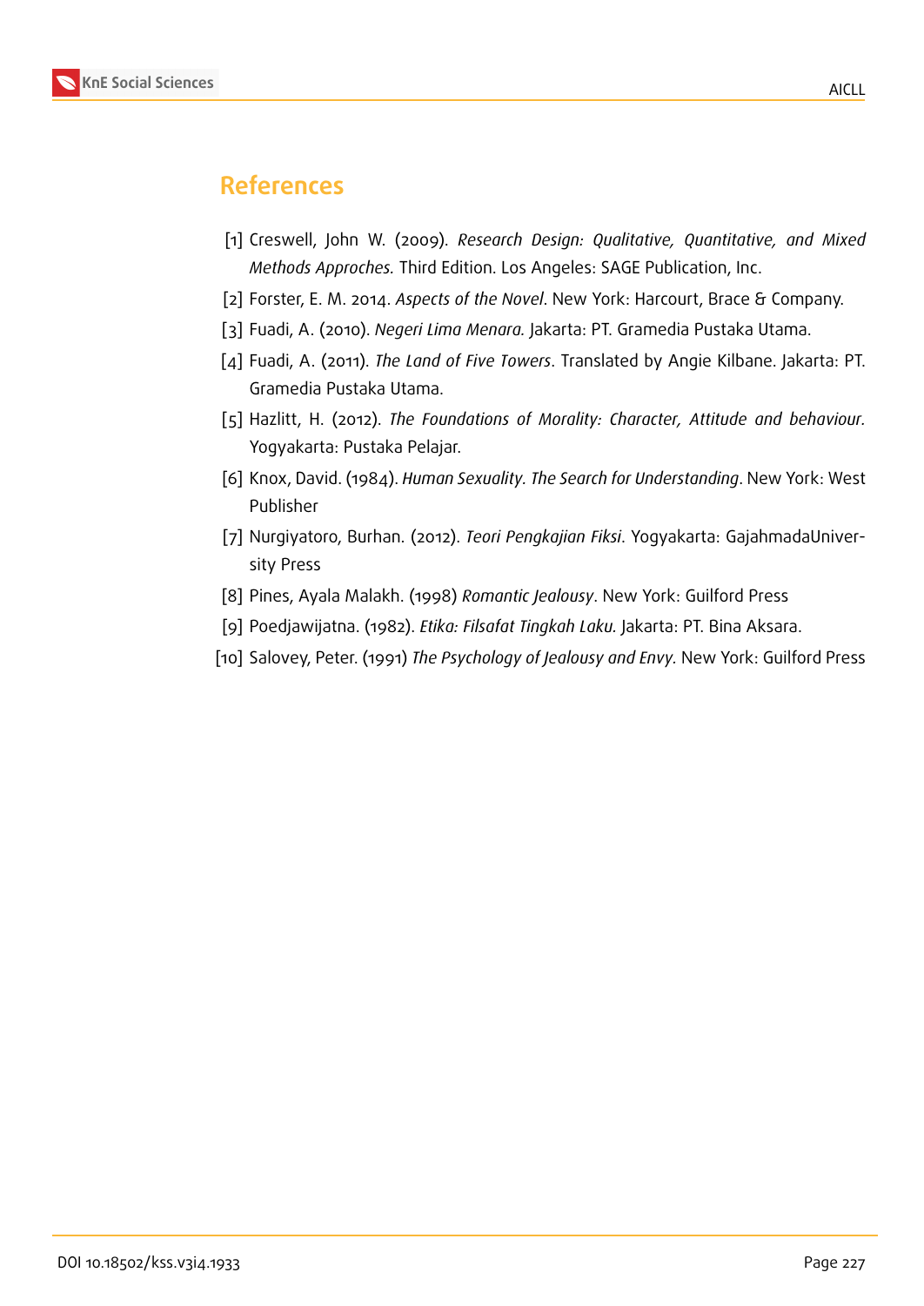## References

[1] Creswell, John W. (2009). *Research Design: Qualitative, Quantitative, and Mixed Methods Approches.* Third Edition. Los Angeles: SAGE Publication, Inc.

[2] Forster, E. M. 2014. *Aspects of the Novel*. New York: Harcourt, Brace & Company.

[3] Fuadi, A. (2010). *Negeri Lima Menara.* Jakarta: PT. Gramedia Pustaka Utama.

[4] Fuadi, A. (2011). *The Land of Five Towers*. Translated by Angie Kilbane. Jakarta: PT. Gramedia Pustaka Utama.

[5] Hazlitt, H. (2012). *The Foundations of Morality: Character, Attitude and behaviour.* Yogyakarta: Pustaka Pelajar.

[6] Knox, David. (1984). *Human Sexuality. The Search for Understanding*. New York: West Publisher

[7] Nurgiyatoro, Burhan. (2012). *Teori Pengkajian Fiksi*. Yogyakarta: GajahmadaUniversity Press

[8] Pines, Ayala Malakh. (1998) *Romantic Jealousy*. New York: Guilford Press

[9] Poedjawijatna. (1982). *Etika: Filsafat Tingkah Laku.* Jakarta: PT. Bina Aksara.

[10] Salovey, Peter. (1991) *The Psychology of Jealousy and Envy.* New York: Guilford Press